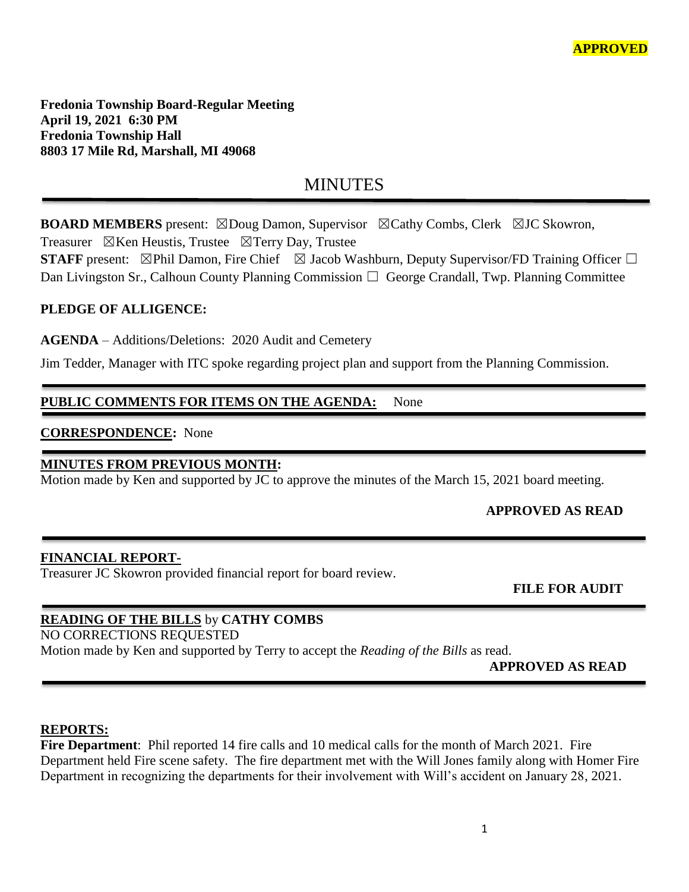**APPROVED**

**Fredonia Township Board-Regular Meeting**
**April 19, 2021 6:30 PM**
**Fredonia Township Hall**
**8803 17 Mile Rd, Marshall, MI 49068**

# MINUTES

**BOARD MEMBERS** present: ☒Doug Damon, Supervisor ☒Cathy Combs, Clerk ☒JC Skowron, Treasurer ☒Ken Heustis, Trustee ☒Terry Day, Trustee
**STAFF** present: ☒Phil Damon, Fire Chief ☒ Jacob Washburn, Deputy Supervisor/FD Training Officer ☐ Dan Livingston Sr., Calhoun County Planning Commission ☐ George Crandall, Twp. Planning Committee

**PLEDGE OF ALLIGENCE:**

**AGENDA** – Additions/Deletions: 2020 Audit and Cemetery

Jim Tedder, Manager with ITC spoke regarding project plan and support from the Planning Commission.

**PUBLIC COMMENTS FOR ITEMS ON THE AGENDA:** None

**CORRESPONDENCE:** None

**MINUTES FROM PREVIOUS MONTH:**
Motion made by Ken and supported by JC to approve the minutes of the March 15, 2021 board meeting.

**APPROVED AS READ**

**FINANCIAL REPORT-**
Treasurer JC Skowron provided financial report for board review.

**FILE FOR AUDIT**

**READING OF THE BILLS** by **CATHY COMBS**
NO CORRECTIONS REQUESTED
Motion made by Ken and supported by Terry to accept the *Reading of the Bills* as read.

**APPROVED AS READ**

**REPORTS:**
**Fire Department**: Phil reported 14 fire calls and 10 medical calls for the month of March 2021. Fire Department held Fire scene safety. The fire department met with the Will Jones family along with Homer Fire Department in recognizing the departments for their involvement with Will's accident on January 28, 2021.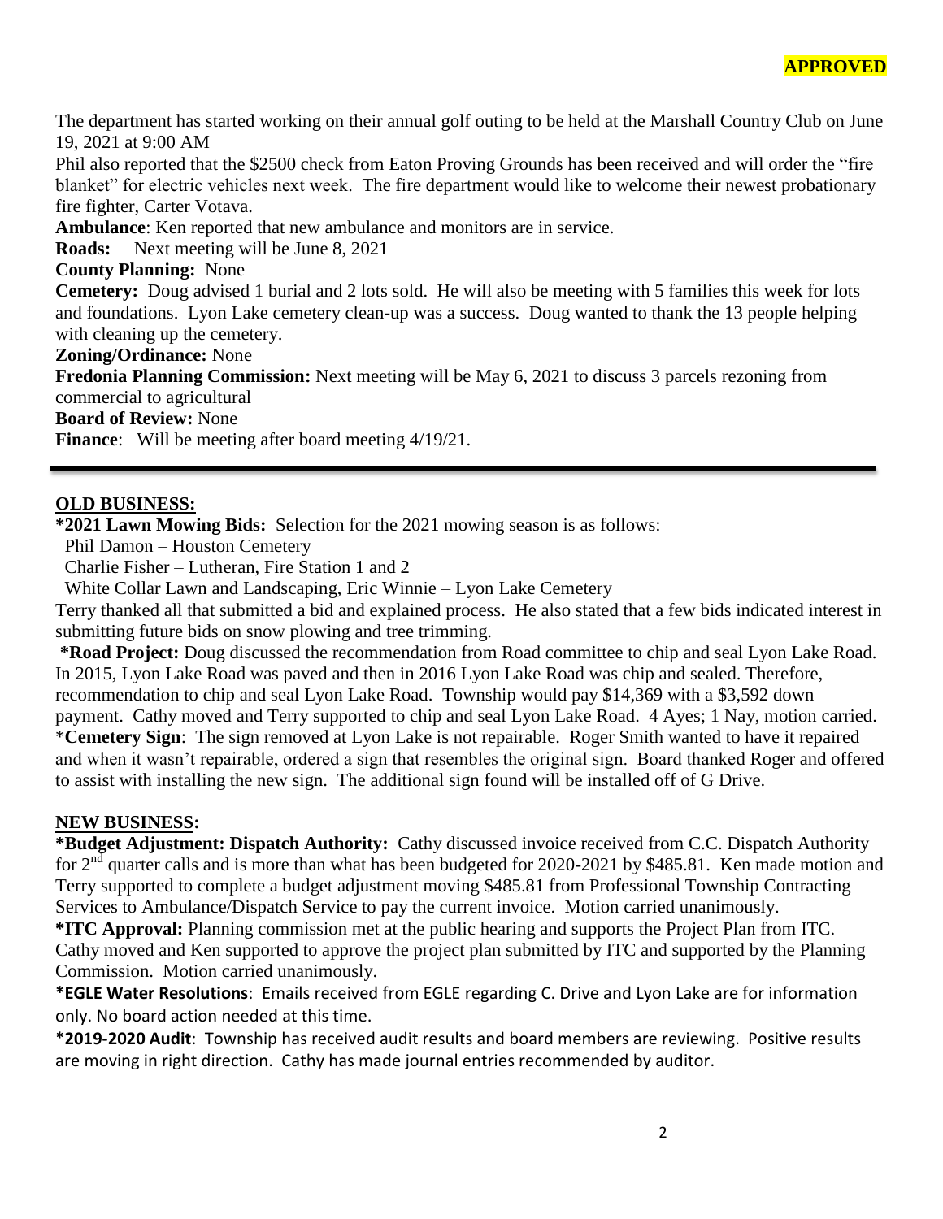**APPROVED**

The department has started working on their annual golf outing to be held at the Marshall Country Club on June 19, 2021 at 9:00 AM

Phil also reported that the $2500 check from Eaton Proving Grounds has been received and will order the "fire blanket" for electric vehicles next week. The fire department would like to welcome their newest probationary fire fighter, Carter Votava.

**Ambulance**: Ken reported that new ambulance and monitors are in service.

**Roads:** Next meeting will be June 8, 2021

**County Planning:** None

**Cemetery:** Doug advised 1 burial and 2 lots sold. He will also be meeting with 5 families this week for lots and foundations. Lyon Lake cemetery clean-up was a success. Doug wanted to thank the 13 people helping with cleaning up the cemetery.

**Zoning/Ordinance:** None

**Fredonia Planning Commission:** Next meeting will be May 6, 2021 to discuss 3 parcels rezoning from commercial to agricultural

**Board of Review:** None

**Finance**: Will be meeting after board meeting 4/19/21.

---

## OLD BUSINESS:

**\*2021 Lawn Mowing Bids:** Selection for the 2021 mowing season is as follows:

Phil Damon – Houston Cemetery

Charlie Fisher – Lutheran, Fire Station 1 and 2

White Collar Lawn and Landscaping, Eric Winnie – Lyon Lake Cemetery

Terry thanked all that submitted a bid and explained process. He also stated that a few bids indicated interest in submitting future bids on snow plowing and tree trimming.

**\*Road Project:** Doug discussed the recommendation from Road committee to chip and seal Lyon Lake Road. In 2015, Lyon Lake Road was paved and then in 2016 Lyon Lake Road was chip and sealed. Therefore, recommendation to chip and seal Lyon Lake Road. Township would pay $14,369 with a $3,592 down payment. Cathy moved and Terry supported to chip and seal Lyon Lake Road. 4 Ayes; 1 Nay, motion carried.

\***Cemetery Sign**: The sign removed at Lyon Lake is not repairable. Roger Smith wanted to have it repaired and when it wasn't repairable, ordered a sign that resembles the original sign. Board thanked Roger and offered to assist with installing the new sign. The additional sign found will be installed off of G Drive.

## NEW BUSINESS:

**\*Budget Adjustment: Dispatch Authority:** Cathy discussed invoice received from C.C. Dispatch Authority for 2nd quarter calls and is more than what has been budgeted for 2020-2021 by $485.81. Ken made motion and Terry supported to complete a budget adjustment moving $485.81 from Professional Township Contracting Services to Ambulance/Dispatch Service to pay the current invoice. Motion carried unanimously.

**\*ITC Approval:** Planning commission met at the public hearing and supports the Project Plan from ITC. Cathy moved and Ken supported to approve the project plan submitted by ITC and supported by the Planning Commission. Motion carried unanimously.

**\*EGLE Water Resolutions**: Emails received from EGLE regarding C. Drive and Lyon Lake are for information only. No board action needed at this time.

\***2019-2020 Audit**: Township has received audit results and board members are reviewing. Positive results are moving in right direction. Cathy has made journal entries recommended by auditor.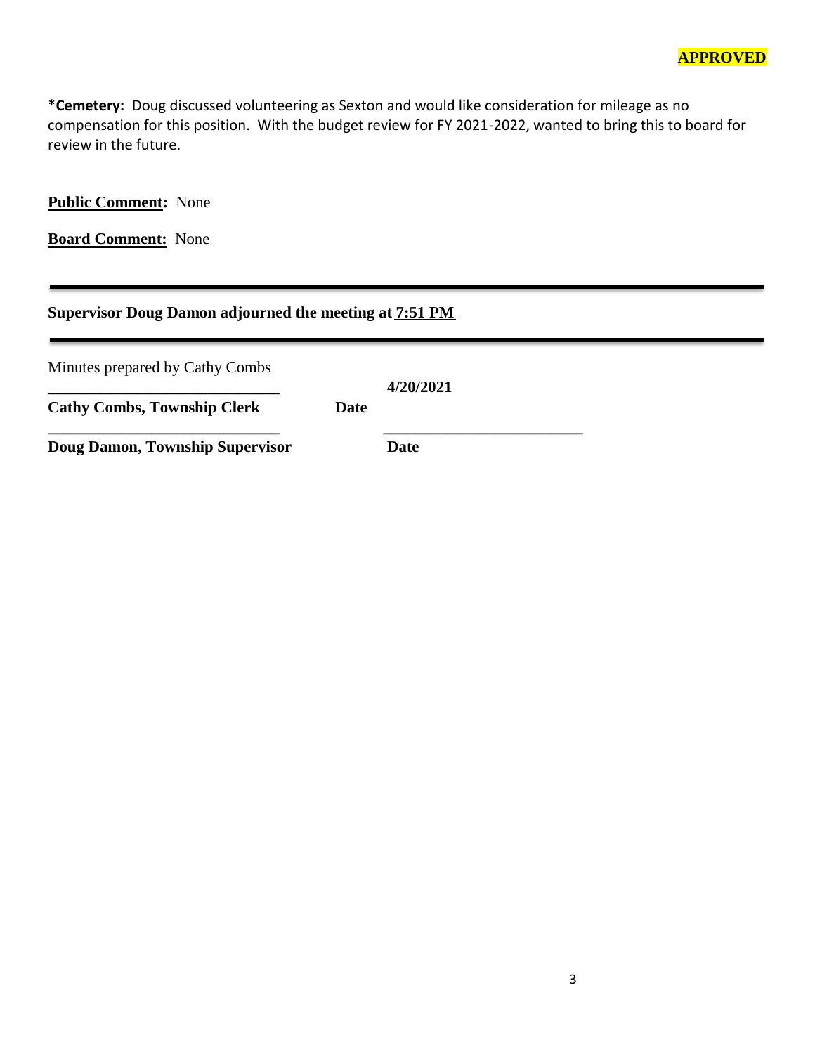**APPROVED**

\***Cemetery:** Doug discussed volunteering as Sexton and would like consideration for mileage as no compensation for this position. With the budget review for FY 2021-2022, wanted to bring this to board for review in the future.

**Public Comment:** None

**Board Comment:** None

---

**Supervisor Doug Damon adjourned the meeting at 7:51 PM**

---

Minutes prepared by Cathy Combs

| | |
|---|---|
| ______________________________ | **4/20/2021** |
| **Cathy Combs, Township Clerk** | **Date** |
| ______________________________ | ______________________________ |
| **Doug Damon, Township Supervisor** | **Date** |